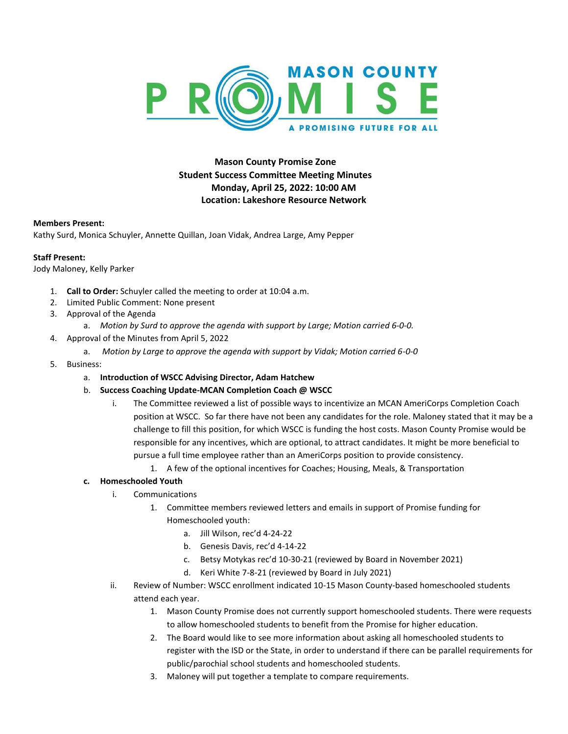**Mason County Promise Zone**
**Student Success Committee Meeting Minutes**
**Monday, April 25, 2022: 10:00 AM**
**Location: Lakeshore Resource Network**

**Members Present:**
Kathy Surd, Monica Schuyler, Annette Quillan, Joan Vidak, Andrea Large, Amy Pepper

**Staff Present:**
Jody Maloney, Kelly Parker

1. **Call to Order:** Schuyler called the meeting to order at 10:04 a.m.
2. Limited Public Comment: None present
3. Approval of the Agenda
    a. *Motion by Surd to approve the agenda with support by Large; Motion carried 6-0-0.*
4. Approval of the Minutes from April 5, 2022
    a. *Motion by Large to approve the agenda with support by Vidak; Motion carried 6-0-0*
5. Business:
    a. **Introduction of WSCC Advising Director, Adam Hatchew**
    b. **Success Coaching Update-MCAN Completion Coach @ WSCC**
        i. The Committee reviewed a list of possible ways to incentivize an MCAN AmeriCorps Completion Coach position at WSCC. So far there have not been any candidates for the role. Maloney stated that it may be a challenge to fill this position, for which WSCC is funding the host costs. Mason County Promise would be responsible for any incentives, which are optional, to attract candidates. It might be more beneficial to pursue a full time employee rather than an AmeriCorps position to provide consistency.
            1. A few of the optional incentives for Coaches; Housing, Meals, & Transportation
    c. **Homeschooled Youth**
        i. Communications
            1. Committee members reviewed letters and emails in support of Promise funding for Homeschooled youth:
                a. Jill Wilson, rec'd 4-24-22
                b. Genesis Davis, rec'd 4-14-22
                c. Betsy Motykas rec'd 10-30-21 (reviewed by Board in November 2021)
                d. Keri White 7-8-21 (reviewed by Board in July 2021)
        ii. Review of Number: WSCC enrollment indicated 10-15 Mason County-based homeschooled students attend each year.
            1. Mason County Promise does not currently support homeschooled students. There were requests to allow homeschooled students to benefit from the Promise for higher education.
            2. The Board would like to see more information about asking all homeschooled students to register with the ISD or the State, in order to understand if there can be parallel requirements for public/parochial school students and homeschooled students.
            3. Maloney will put together a template to compare requirements.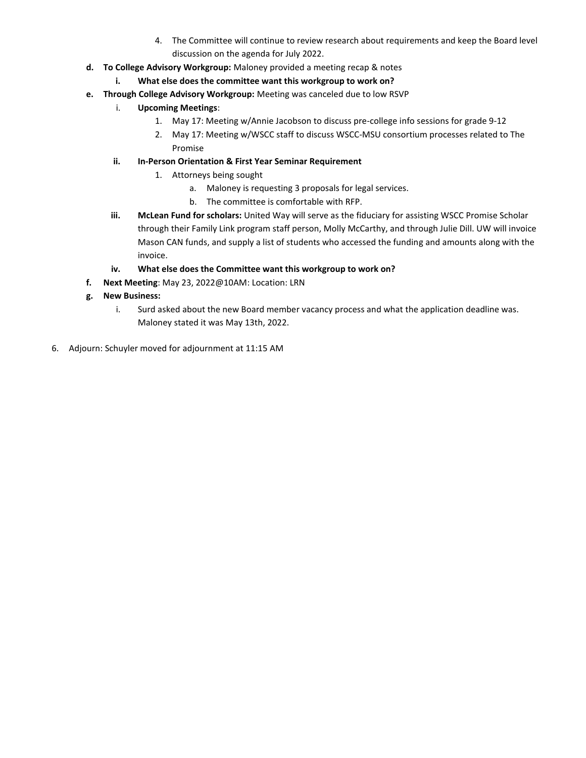4. The Committee will continue to review research about requirements and keep the Board level discussion on the agenda for July 2022.

d. **To College Advisory Workgroup:** Maloney provided a meeting recap & notes
   i. **What else does the committee want this workgroup to work on?**

e. **Through College Advisory Workgroup:** Meeting was canceled due to low RSVP
   i. **Upcoming Meetings**:
      1. May 17: Meeting w/Annie Jacobson to discuss pre-college info sessions for grade 9-12
      2. May 17: Meeting w/WSCC staff to discuss WSCC-MSU consortium processes related to The Promise

   ii. **In-Person Orientation & First Year Seminar Requirement**
      1. Attorneys being sought
         a. Maloney is requesting 3 proposals for legal services.
         b. The committee is comfortable with RFP.

   iii. **McLean Fund for scholars:** United Way will serve as the fiduciary for assisting WSCC Promise Scholar through their Family Link program staff person, Molly McCarthy, and through Julie Dill. UW will invoice Mason CAN funds, and supply a list of students who accessed the funding and amounts along with the invoice.

   iv. **What else does the Committee want this workgroup to work on?**

f. **Next Meeting**: May 23, 2022@10AM: Location: LRN

g. **New Business:**
   i. Surd asked about the new Board member vacancy process and what the application deadline was. Maloney stated it was May 13th, 2022.

6. Adjourn: Schuyler moved for adjournment at 11:15 AM